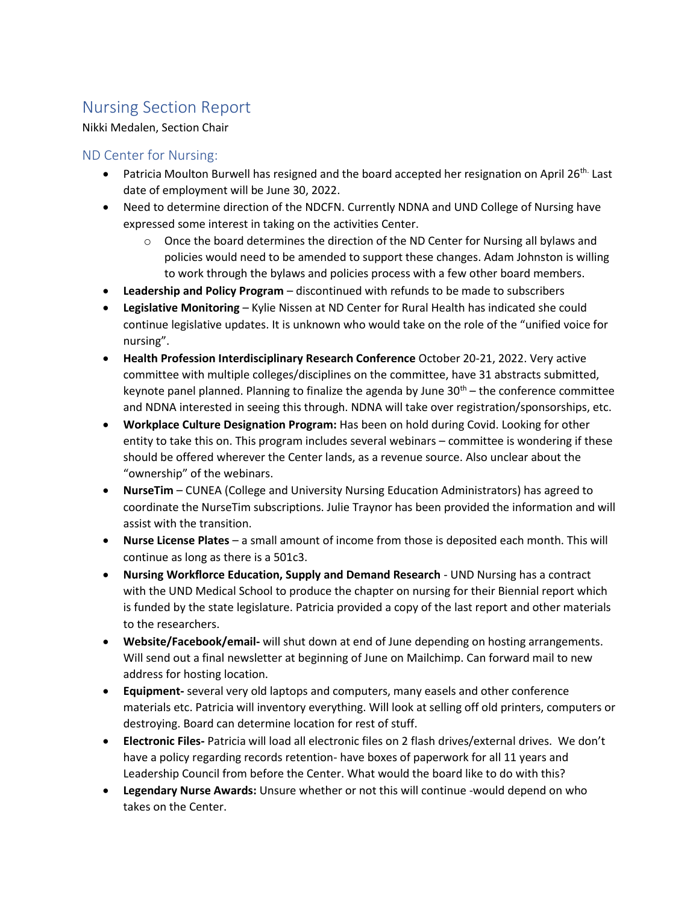# Nursing Section Report

Nikki Medalen, Section Chair

## ND Center for Nursing:

- Patricia Moulton Burwell has resigned and the board accepted her resignation on April 26th. Last date of employment will be June 30, 2022.
- Need to determine direction of the NDCFN. Currently NDNA and UND College of Nursing have expressed some interest in taking on the activities Center.
    - Once the board determines the direction of the ND Center for Nursing all bylaws and policies would need to be amended to support these changes. Adam Johnston is willing to work through the bylaws and policies process with a few other board members.
- **Leadership and Policy Program** – discontinued with refunds to be made to subscribers
- **Legislative Monitoring** – Kylie Nissen at ND Center for Rural Health has indicated she could continue legislative updates. It is unknown who would take on the role of the "unified voice for nursing".
- **Health Profession Interdisciplinary Research Conference** October 20-21, 2022. Very active committee with multiple colleges/disciplines on the committee, have 31 abstracts submitted, keynote panel planned. Planning to finalize the agenda by June 30th – the conference committee and NDNA interested in seeing this through. NDNA will take over registration/sponsorships, etc.
- **Workplace Culture Designation Program:** Has been on hold during Covid. Looking for other entity to take this on. This program includes several webinars – committee is wondering if these should be offered wherever the Center lands, as a revenue source. Also unclear about the "ownership" of the webinars.
- **NurseTim** – CUNEA (College and University Nursing Education Administrators) has agreed to coordinate the NurseTim subscriptions. Julie Traynor has been provided the information and will assist with the transition.
- **Nurse License Plates** – a small amount of income from those is deposited each month. This will continue as long as there is a 501c3.
- **Nursing Workflorce Education, Supply and Demand Research** - UND Nursing has a contract with the UND Medical School to produce the chapter on nursing for their Biennial report which is funded by the state legislature. Patricia provided a copy of the last report and other materials to the researchers.
- **Website/Facebook/email-** will shut down at end of June depending on hosting arrangements. Will send out a final newsletter at beginning of June on Mailchimp. Can forward mail to new address for hosting location.
- **Equipment-** several very old laptops and computers, many easels and other conference materials etc. Patricia will inventory everything. Will look at selling off old printers, computers or destroying. Board can determine location for rest of stuff.
- **Electronic Files-** Patricia will load all electronic files on 2 flash drives/external drives. We don't have a policy regarding records retention- have boxes of paperwork for all 11 years and Leadership Council from before the Center. What would the board like to do with this?
- **Legendary Nurse Awards:** Unsure whether or not this will continue -would depend on who takes on the Center.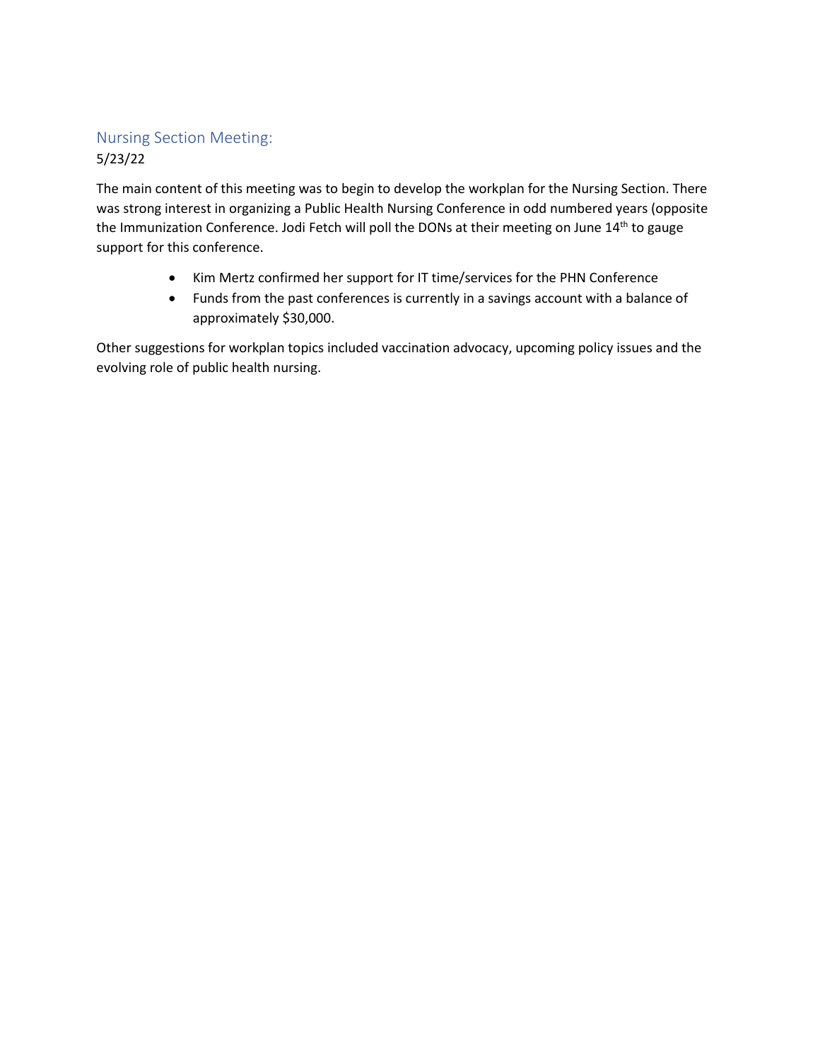## Nursing Section Meeting:

5/23/22

The main content of this meeting was to begin to develop the workplan for the Nursing Section. There was strong interest in organizing a Public Health Nursing Conference in odd numbered years (opposite the Immunization Conference. Jodi Fetch will poll the DONs at their meeting on June 14th to gauge support for this conference.

- Kim Mertz confirmed her support for IT time/services for the PHN Conference
- Funds from the past conferences is currently in a savings account with a balance of approximately $30,000.

Other suggestions for workplan topics included vaccination advocacy, upcoming policy issues and the evolving role of public health nursing.